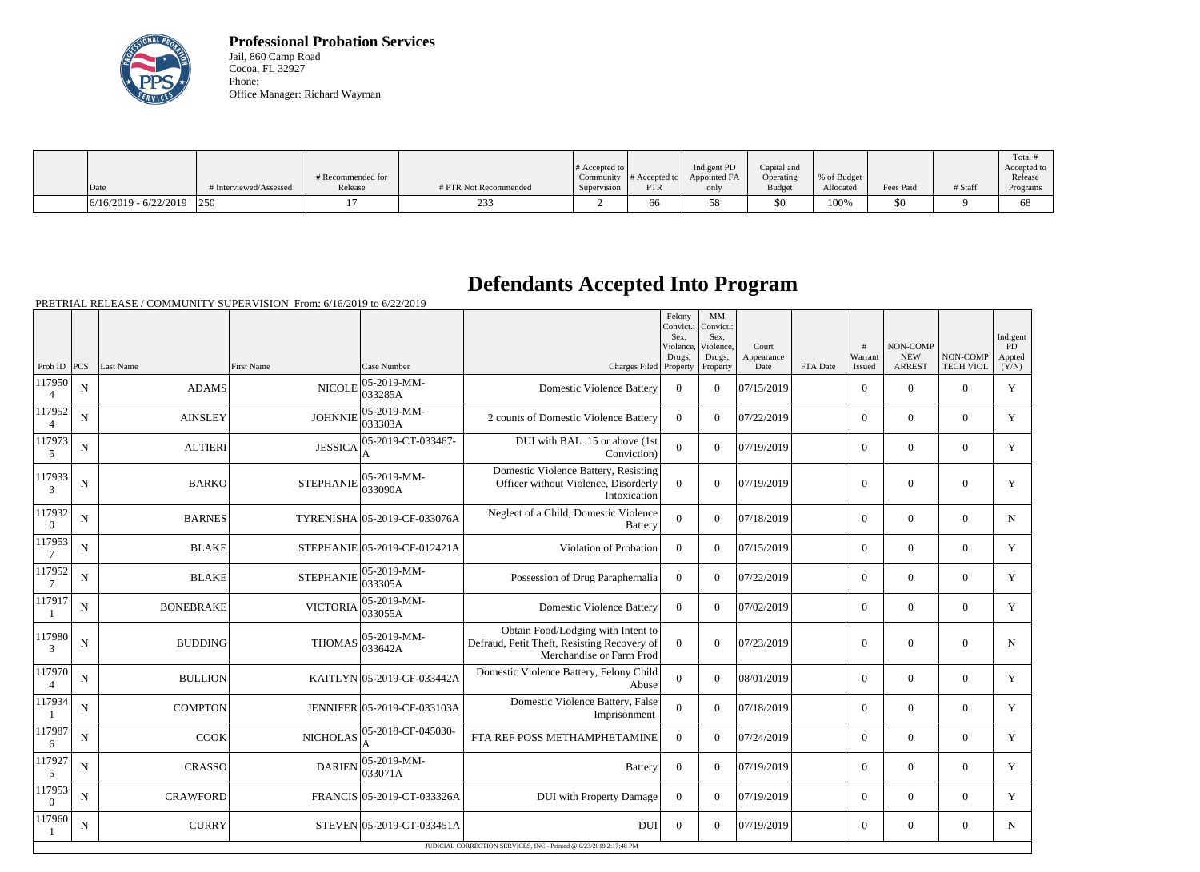**Professional Probation Services**
Jail, 860 Camp Road
Cocoa, FL 32927
Phone:
Office Manager: Richard Wayman

| Date | # Interviewed/Assessed | # Recommended for Release | # PTR Not Recommended | # Accepted to Community Supervision | # Accepted to PTR | Indigent PD Appointed FA only | Capital and Operating Budget | % of Budget Allocated | Fees Paid | # Staff | Total # Accepted to Release Programs |
|---|---|---|---|---|---|---|---|---|---|---|---|
| 6/16/2019 - 6/22/2019 | 250 | 17 | 233 | 2 | 66 | 58 | $0 | 100% | $0 | 9 | 68 |

# Defendants Accepted Into Program

PRETRIAL RELEASE / COMMUNITY SUPERVISION From: 6/16/2019 to 6/22/2019

| Prob ID | PCS | Last Name | First Name | Case Number | Charges Filed | Felony Convict.: Sex, Violence, Drugs, Property | MM Convict.: Sex, Violence, Drugs, Property | Court Appearance Date | FTA Date | # Warrant Issued | NON-COMP NEW ARREST | NON-COMP TECH VIOL | Indigent PD Appted (Y/N) |
|---|---|---|---|---|---|---|---|---|---|---|---|---|---|
| 1179504 | N | ADAMS | NICOLE | 05-2019-MM-033285A | Domestic Violence Battery | 0 | 0 | 07/15/2019 | | 0 | 0 | 0 | Y |
| 1179524 | N | AINSLEY | JOHNNIE | 05-2019-MM-033303A | 2 counts of Domestic Violence Battery | 0 | 0 | 07/22/2019 | | 0 | 0 | 0 | Y |
| 1179735 | N | ALTIERI | JESSICA | 05-2019-CT-033467-A | DUI with BAL .15 or above (1st Conviction) | 0 | 0 | 07/19/2019 | | 0 | 0 | 0 | Y |
| 1179333 | N | BARKO | STEPHANIE | 05-2019-MM-033090A | Domestic Violence Battery, Resisting Officer without Violence, Disorderly Intoxication | 0 | 0 | 07/19/2019 | | 0 | 0 | 0 | Y |
| 1179320 | N | BARNES | TYRENISHA | 05-2019-CF-033076A | Neglect of a Child, Domestic Violence Battery | 0 | 0 | 07/18/2019 | | 0 | 0 | 0 | N |
| 1179537 | N | BLAKE | STEPHANIE | 05-2019-CF-012421A | Violation of Probation | 0 | 0 | 07/15/2019 | | 0 | 0 | 0 | Y |
| 1179527 | N | BLAKE | STEPHANIE | 05-2019-MM-033305A | Possession of Drug Paraphernalia | 0 | 0 | 07/22/2019 | | 0 | 0 | 0 | Y |
| 1179171 | N | BONEBRAKE | VICTORIA | 05-2019-MM-033055A | Domestic Violence Battery | 0 | 0 | 07/02/2019 | | 0 | 0 | 0 | Y |
| 1179803 | N | BUDDING | THOMAS | 05-2019-MM-033642A | Obtain Food/Lodging with Intent to Defraud, Petit Theft, Resisting Recovery of Merchandise or Farm Prod | 0 | 0 | 07/23/2019 | | 0 | 0 | 0 | N |
| 1179704 | N | BULLION | KAITLYN | 05-2019-CF-033442A | Domestic Violence Battery, Felony Child Abuse | 0 | 0 | 08/01/2019 | | 0 | 0 | 0 | Y |
| 1179341 | N | COMPTON | JENNIFER | 05-2019-CF-033103A | Domestic Violence Battery, False Imprisonment | 0 | 0 | 07/18/2019 | | 0 | 0 | 0 | Y |
| 1179876 | N | COOK | NICHOLAS | 05-2018-CF-045030-A | FTA REF POSS METHAMPHETAMINE | 0 | 0 | 07/24/2019 | | 0 | 0 | 0 | Y |
| 1179275 | N | CRASSO | DARIEN | 05-2019-MM-033071A | Battery | 0 | 0 | 07/19/2019 | | 0 | 0 | 0 | Y |
| 1179530 | N | CRAWFORD | FRANCIS | 05-2019-CT-033326A | DUI with Property Damage | 0 | 0 | 07/19/2019 | | 0 | 0 | 0 | Y |
| 1179601 | N | CURRY | STEVEN | 05-2019-CT-033451A | DUI | 0 | 0 | 07/19/2019 | | 0 | 0 | 0 | N |

JUDICIAL CORRECTION SERVICES, INC - Printed @ 6/23/2019 2:17:48 PM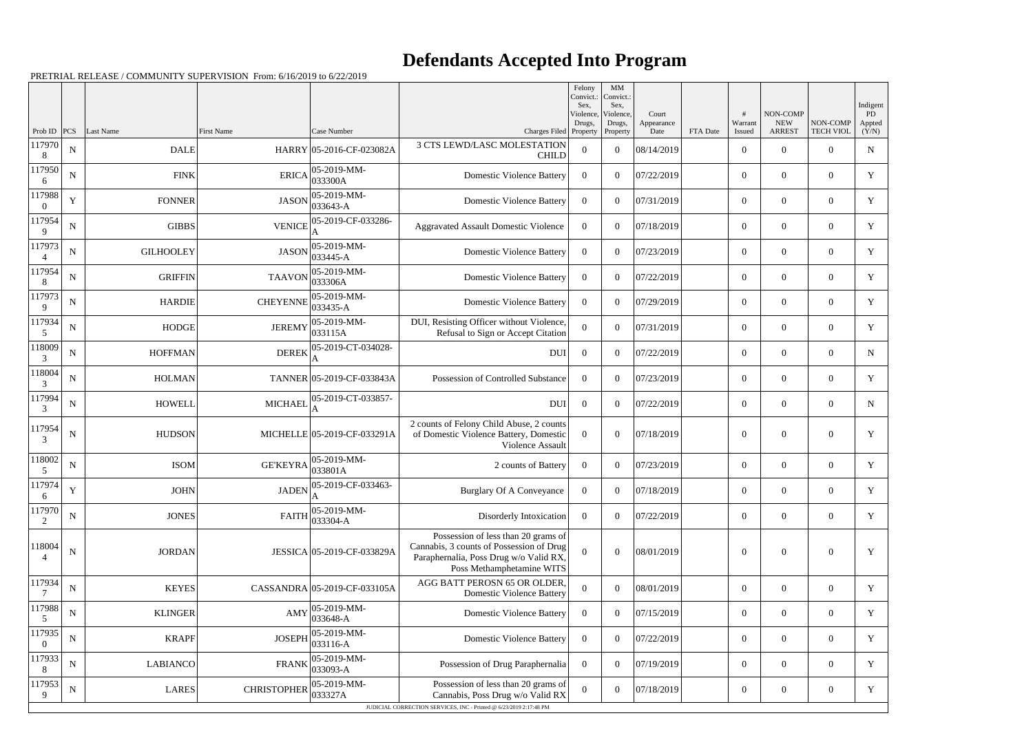# Defendants Accepted Into Program

PRETRIAL RELEASE / COMMUNITY SUPERVISION From: 6/16/2019 to 6/22/2019

| Prob ID | PCS | Last Name | First Name | Case Number | Charges Filed | Felony Convict.: Sex, Violence, Drugs, Property | MM Convict.: Sex, Violence, Drugs, Property | Court Appearance Date | FTA Date | # Warrant Issued | NON-COMP NEW ARREST | NON-COMP TECH VIOL | Indigent PD Appted (Y/N) |
|---|---|---|---|---|---|---|---|---|---|---|---|---|---|
| 1179708 | N | DALE | HARRY | 05-2016-CF-023082A | 3 CTS LEWD/LASC MOLESTATION CHILD | 0 | 0 | 08/14/2019 | | 0 | 0 | 0 | N |
| 1179506 | N | FINK | ERICA | 05-2019-MM-033300A | Domestic Violence Battery | 0 | 0 | 07/22/2019 | | 0 | 0 | 0 | Y |
| 1179880 | Y | FONNER | JASON | 05-2019-MM-033643-A | Domestic Violence Battery | 0 | 0 | 07/31/2019 | | 0 | 0 | 0 | Y |
| 1179549 | N | GIBBS | VENICE | 05-2019-CF-033286-A | Aggravated Assault Domestic Violence | 0 | 0 | 07/18/2019 | | 0 | 0 | 0 | Y |
| 1179734 | N | GILHOOLEY | JASON | 05-2019-MM-033445-A | Domestic Violence Battery | 0 | 0 | 07/23/2019 | | 0 | 0 | 0 | Y |
| 1179548 | N | GRIFFIN | TAAVON | 05-2019-MM-033306A | Domestic Violence Battery | 0 | 0 | 07/22/2019 | | 0 | 0 | 0 | Y |
| 1179739 | N | HARDIE | CHEYENNE | 05-2019-MM-033435-A | Domestic Violence Battery | 0 | 0 | 07/29/2019 | | 0 | 0 | 0 | Y |
| 1179345 | N | HODGE | JEREMY | 05-2019-MM-033115A | DUI, Resisting Officer without Violence, Refusal to Sign or Accept Citation | 0 | 0 | 07/31/2019 | | 0 | 0 | 0 | Y |
| 1180093 | N | HOFFMAN | DEREK | 05-2019-CT-034028-A | DUI | 0 | 0 | 07/22/2019 | | 0 | 0 | 0 | N |
| 1180043 | N | HOLMAN | TANNER | 05-2019-CF-033843A | Possession of Controlled Substance | 0 | 0 | 07/23/2019 | | 0 | 0 | 0 | Y |
| 1179943 | N | HOWELL | MICHAEL | 05-2019-CT-033857-A | DUI | 0 | 0 | 07/22/2019 | | 0 | 0 | 0 | N |
| 1179543 | N | HUDSON | MICHELLE | 05-2019-CF-033291A | 2 counts of Felony Child Abuse, 2 counts of Domestic Violence Battery, Domestic Violence Assault | 0 | 0 | 07/18/2019 | | 0 | 0 | 0 | Y |
| 1180025 | N | ISOM | GE'KEYRA | 05-2019-MM-033801A | 2 counts of Battery | 0 | 0 | 07/23/2019 | | 0 | 0 | 0 | Y |
| 1179746 | Y | JOHN | JADEN | 05-2019-CF-033463-A | Burglary Of A Conveyance | 0 | 0 | 07/18/2019 | | 0 | 0 | 0 | Y |
| 1179702 | N | JONES | FAITH | 05-2019-MM-033304-A | Disorderly Intoxication | 0 | 0 | 07/22/2019 | | 0 | 0 | 0 | Y |
| 1180044 | N | JORDAN | JESSICA | 05-2019-CF-033829A | Possession of less than 20 grams of Cannabis, 3 counts of Possession of Drug Paraphernalia, Poss Drug w/o Valid RX, Poss Methamphetamine WITS | 0 | 0 | 08/01/2019 | | 0 | 0 | 0 | Y |
| 1179347 | N | KEYES | CASSANDRA | 05-2019-CF-033105A | AGG BATT PEROSN 65 OR OLDER, Domestic Violence Battery | 0 | 0 | 08/01/2019 | | 0 | 0 | 0 | Y |
| 1179885 | N | KLINGER | AMY | 05-2019-MM-033648-A | Domestic Violence Battery | 0 | 0 | 07/15/2019 | | 0 | 0 | 0 | Y |
| 1179350 | N | KRAPF | JOSEPH | 05-2019-MM-033116-A | Domestic Violence Battery | 0 | 0 | 07/22/2019 | | 0 | 0 | 0 | Y |
| 1179338 | N | LABIANCO | FRANK | 05-2019-MM-033093-A | Possession of Drug Paraphernalia | 0 | 0 | 07/19/2019 | | 0 | 0 | 0 | Y |
| 1179539 | N | LARES | CHRISTOPHER | 05-2019-MM-033327A | Possession of less than 20 grams of Cannabis, Poss Drug w/o Valid RX | 0 | 0 | 07/18/2019 | | 0 | 0 | 0 | Y |

JUDICIAL CORRECTION SERVICES, INC - Printed @ 6/23/2019 2:17:48 PM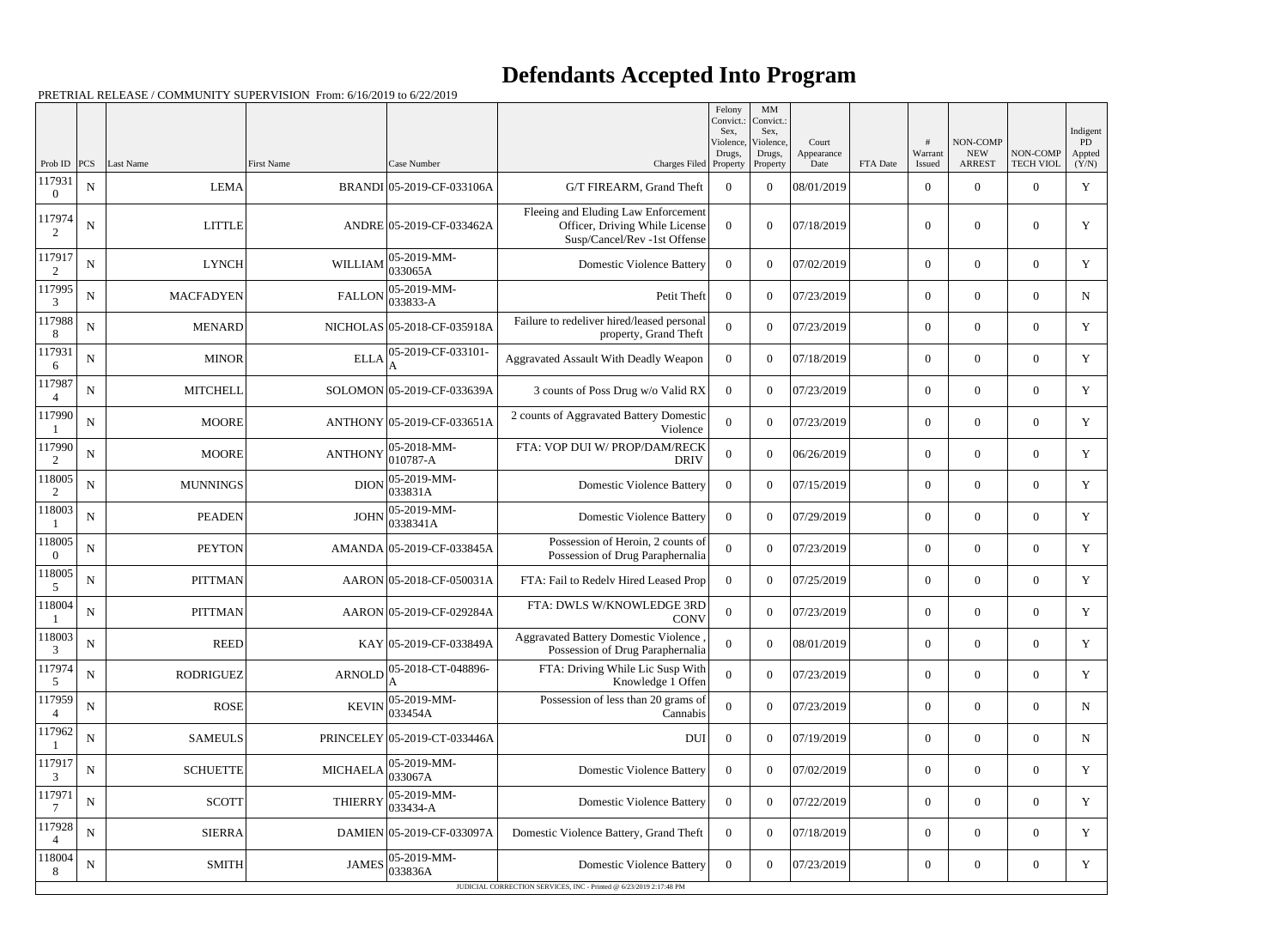# Defendants Accepted Into Program

PRETRIAL RELEASE / COMMUNITY SUPERVISION From: 6/16/2019 to 6/22/2019

| Prob ID | PCS | Last Name | First Name | Case Number | Charges Filed | Felony Convict.: Sex, Violence, Drugs, Property | MM Convict.: Sex, Violence, Drugs, Property | Court Appearance Date | FTA Date | # Warrant Issued | NON-COMP NEW ARREST | NON-COMP TECH VIOL | Indigent PD Appted (Y/N) |
|---|---|---|---|---|---|---|---|---|---|---|---|---|---|
| 1179310 | N | LEMA | BRANDI | 05-2019-CF-033106A | G/T FIREARM, Grand Theft | 0 | 0 | 08/01/2019 | | 0 | 0 | 0 | Y |
| 1179742 | N | LITTLE | ANDRE | 05-2019-CF-033462A | Fleeing and Eluding Law Enforcement Officer, Driving While License Susp/Cancel/Rev -1st Offense | 0 | 0 | 07/18/2019 | | 0 | 0 | 0 | Y |
| 1179172 | N | LYNCH | WILLIAM | 05-2019-MM-033065A | Domestic Violence Battery | 0 | 0 | 07/02/2019 | | 0 | 0 | 0 | Y |
| 1179953 | N | MACFADYEN | FALLON | 05-2019-MM-033833-A | Petit Theft | 0 | 0 | 07/23/2019 | | 0 | 0 | 0 | N |
| 1179888 | N | MENARD | NICHOLAS | 05-2018-CF-035918A | Failure to redeliver hired/leased personal property, Grand Theft | 0 | 0 | 07/23/2019 | | 0 | 0 | 0 | Y |
| 1179316 | N | MINOR | ELLA | 05-2019-CF-033101-A | Aggravated Assault With Deadly Weapon | 0 | 0 | 07/18/2019 | | 0 | 0 | 0 | Y |
| 1179874 | N | MITCHELL | SOLOMON | 05-2019-CF-033639A | 3 counts of Poss Drug w/o Valid RX | 0 | 0 | 07/23/2019 | | 0 | 0 | 0 | Y |
| 1179901 | N | MOORE | ANTHONY | 05-2019-CF-033651A | 2 counts of Aggravated Battery Domestic Violence | 0 | 0 | 07/23/2019 | | 0 | 0 | 0 | Y |
| 1179902 | N | MOORE | ANTHONY | 05-2018-MM-010787-A | FTA: VOP DUI W/ PROP/DAM/RECK DRIV | 0 | 0 | 06/26/2019 | | 0 | 0 | 0 | Y |
| 1180052 | N | MUNNINGS | DION | 05-2019-MM-033831A | Domestic Violence Battery | 0 | 0 | 07/15/2019 | | 0 | 0 | 0 | Y |
| 1180031 | N | PEADEN | JOHN | 05-2019-MM-0338341A | Domestic Violence Battery | 0 | 0 | 07/29/2019 | | 0 | 0 | 0 | Y |
| 1180050 | N | PEYTON | AMANDA | 05-2019-CF-033845A | Possession of Heroin, 2 counts of Possession of Drug Paraphernalia | 0 | 0 | 07/23/2019 | | 0 | 0 | 0 | Y |
| 1180055 | N | PITTMAN | AARON | 05-2018-CF-050031A | FTA: Fail to Redelv Hired Leased Prop | 0 | 0 | 07/25/2019 | | 0 | 0 | 0 | Y |
| 1180041 | N | PITTMAN | AARON | 05-2019-CF-029284A | FTA: DWLS W/KNOWLEDGE 3RD CONV | 0 | 0 | 07/23/2019 | | 0 | 0 | 0 | Y |
| 1180033 | N | REED | KAY | 05-2019-CF-033849A | Aggravated Battery Domestic Violence , Possession of Drug Paraphernalia | 0 | 0 | 08/01/2019 | | 0 | 0 | 0 | Y |
| 1179745 | N | RODRIGUEZ | ARNOLD | 05-2018-CT-048896-A | FTA: Driving While Lic Susp With Knowledge 1 Offen | 0 | 0 | 07/23/2019 | | 0 | 0 | 0 | Y |
| 1179594 | N | ROSE | KEVIN | 05-2019-MM-033454A | Possession of less than 20 grams of Cannabis | 0 | 0 | 07/23/2019 | | 0 | 0 | 0 | N |
| 1179621 | N | SAMEULS | PRINCELEY | 05-2019-CT-033446A | DUI | 0 | 0 | 07/19/2019 | | 0 | 0 | 0 | N |
| 1179173 | N | SCHUETTE | MICHAELA | 05-2019-MM-033067A | Domestic Violence Battery | 0 | 0 | 07/02/2019 | | 0 | 0 | 0 | Y |
| 1179717 | N | SCOTT | THIERRY | 05-2019-MM-033434-A | Domestic Violence Battery | 0 | 0 | 07/22/2019 | | 0 | 0 | 0 | Y |
| 1179284 | N | SIERRA | DAMIEN | 05-2019-CF-033097A | Domestic Violence Battery, Grand Theft | 0 | 0 | 07/18/2019 | | 0 | 0 | 0 | Y |
| 1180048 | N | SMITH | JAMES | 05-2019-MM-033836A | Domestic Violence Battery | 0 | 0 | 07/23/2019 | | 0 | 0 | 0 | Y |

JUDICIAL CORRECTION SERVICES, INC - Printed @ 6/23/2019 2:17:48 PM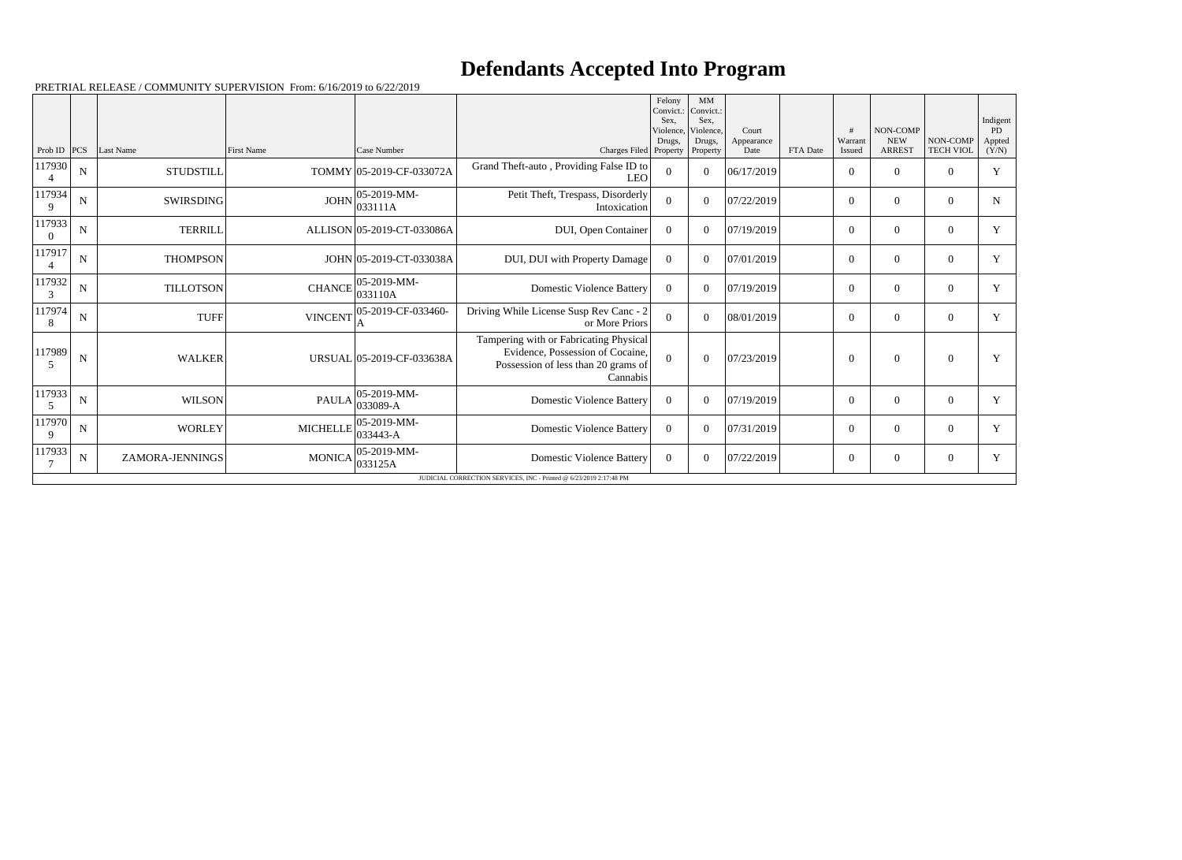# Defendants Accepted Into Program

PRETRIAL RELEASE / COMMUNITY SUPERVISION From: 6/16/2019 to 6/22/2019

| Prob ID | PCS | Last Name | First Name | Case Number | Charges Filed | Felony Convict.: Sex, Violence, Drugs, Property | MM Convict.: Sex, Violence, Drugs, Property | Court Appearance Date | FTA Date | # Warrant Issued | NON-COMP NEW ARREST | NON-COMP TECH VIOL | Indigent PD Appted (Y/N) |
|---|---|---|---|---|---|---|---|---|---|---|---|---|---|
| 1179304 | N | STUDSTILL | TOMMY | 05-2019-CF-033072A | Grand Theft-auto , Providing False ID to LEO | 0 | 0 | 06/17/2019 | | 0 | 0 | 0 | Y |
| 1179349 | N | SWIRSDING | JOHN | 05-2019-MM-033111A | Petit Theft, Trespass, Disorderly Intoxication | 0 | 0 | 07/22/2019 | | 0 | 0 | 0 | N |
| 1179330 | N | TERRILL | ALLISON | 05-2019-CT-033086A | DUI, Open Container | 0 | 0 | 07/19/2019 | | 0 | 0 | 0 | Y |
| 1179174 | N | THOMPSON | JOHN | 05-2019-CT-033038A | DUI, DUI with Property Damage | 0 | 0 | 07/01/2019 | | 0 | 0 | 0 | Y |
| 1179323 | N | TILLOTSON | CHANCE | 05-2019-MM-033110A | Domestic Violence Battery | 0 | 0 | 07/19/2019 | | 0 | 0 | 0 | Y |
| 1179748 | N | TUFF | VINCENT | 05-2019-CF-033460-A | Driving While License Susp Rev Canc - 2 or More Priors | 0 | 0 | 08/01/2019 | | 0 | 0 | 0 | Y |
| 1179895 | N | WALKER | URSUAL | 05-2019-CF-033638A | Tampering with or Fabricating Physical Evidence, Possession of Cocaine, Possession of less than 20 grams of Cannabis | 0 | 0 | 07/23/2019 | | 0 | 0 | 0 | Y |
| 1179335 | N | WILSON | PAULA | 05-2019-MM-033089-A | Domestic Violence Battery | 0 | 0 | 07/19/2019 | | 0 | 0 | 0 | Y |
| 1179709 | N | WORLEY | MICHELLE | 05-2019-MM-033443-A | Domestic Violence Battery | 0 | 0 | 07/31/2019 | | 0 | 0 | 0 | Y |
| 1179337 | N | ZAMORA-JENNINGS | MONICA | 05-2019-MM-033125A | Domestic Violence Battery | 0 | 0 | 07/22/2019 | | 0 | 0 | 0 | Y |

JUDICIAL CORRECTION SERVICES, INC - Printed @ 6/23/2019 2:17:48 PM